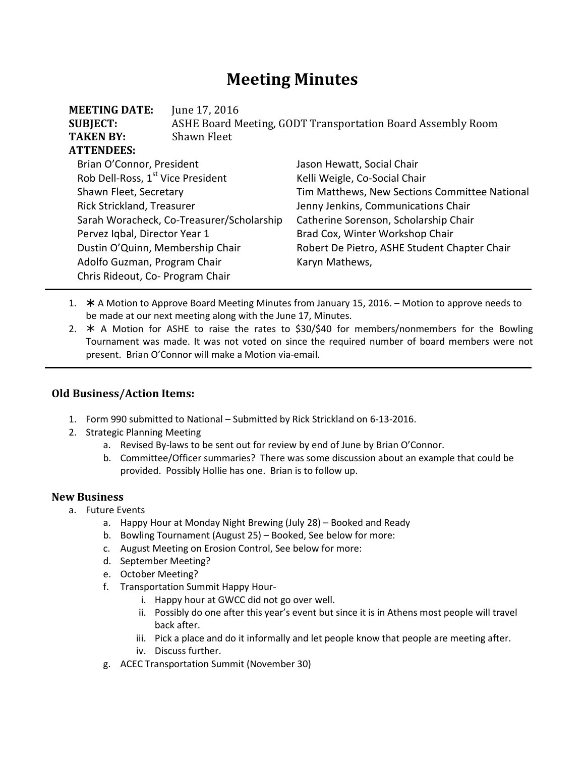# Meeting Minutes

**MEETING DATE:** June 17, 2016
**SUBJECT:** ASHE Board Meeting, GODT Transportation Board Assembly Room
**TAKEN BY:** Shawn Fleet
**ATTENDEES:**

Brian O'Connor, President
Rob Dell-Ross, 1st Vice President
Shawn Fleet, Secretary
Rick Strickland, Treasurer
Sarah Woracheck, Co-Treasurer/Scholarship
Pervez Iqbal, Director Year 1
Dustin O'Quinn, Membership Chair
Adolfo Guzman, Program Chair
Chris Rideout, Co- Program Chair
Jason Hewatt, Social Chair
Kelli Weigle, Co-Social Chair
Tim Matthews, New Sections Committee National
Jenny Jenkins, Communications Chair
Catherine Sorenson, Scholarship Chair
Brad Cox, Winter Workshop Chair
Robert De Pietro, ASHE Student Chapter Chair
Karyn Mathews,

---

1. ∗ A Motion to Approve Board Meeting Minutes from January 15, 2016. – Motion to approve needs to be made at our next meeting along with the June 17, Minutes.
2. ∗ A Motion for ASHE to raise the rates to $30/$40 for members/nonmembers for the Bowling Tournament was made. It was not voted on since the required number of board members were not present. Brian O'Connor will make a Motion via-email.

---

### Old Business/Action Items:

1. Form 990 submitted to National – Submitted by Rick Strickland on 6-13-2016.
2. Strategic Planning Meeting
   a. Revised By-laws to be sent out for review by end of June by Brian O'Connor.
   b. Committee/Officer summaries? There was some discussion about an example that could be provided. Possibly Hollie has one. Brian is to follow up.

### New Business

a. Future Events
   a. Happy Hour at Monday Night Brewing (July 28) – Booked and Ready
   b. Bowling Tournament (August 25) – Booked, See below for more:
   c. August Meeting on Erosion Control, See below for more:
   d. September Meeting?
   e. October Meeting?
   f. Transportation Summit Happy Hour-
      i. Happy hour at GWCC did not go over well.
      ii. Possibly do one after this year's event but since it is in Athens most people will travel back after.
      iii. Pick a place and do it informally and let people know that people are meeting after.
      iv. Discuss further.
   g. ACEC Transportation Summit (November 30)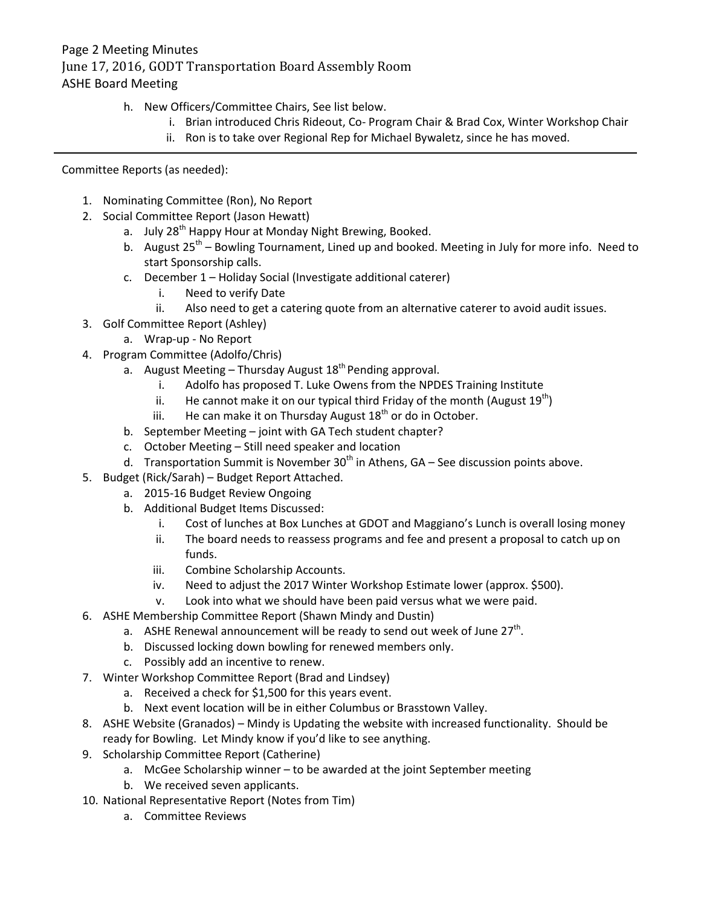Page 2 Meeting Minutes
June 17, 2016, GODT Transportation Board Assembly Room
ASHE Board Meeting

h. New Officers/Committee Chairs, See list below.
   i. Brian introduced Chris Rideout, Co- Program Chair & Brad Cox, Winter Workshop Chair
   ii. Ron is to take over Regional Rep for Michael Bywaletz, since he has moved.

---

Committee Reports (as needed):

1. Nominating Committee (Ron), No Report
2. Social Committee Report (Jason Hewatt)
   a. July 28th Happy Hour at Monday Night Brewing, Booked.
   b. August 25th – Bowling Tournament, Lined up and booked. Meeting in July for more info. Need to start Sponsorship calls.
   c. December 1 – Holiday Social (Investigate additional caterer)
      i. Need to verify Date
      ii. Also need to get a catering quote from an alternative caterer to avoid audit issues.
3. Golf Committee Report (Ashley)
   a. Wrap-up - No Report
4. Program Committee (Adolfo/Chris)
   a. August Meeting – Thursday August 18th Pending approval.
      i. Adolfo has proposed T. Luke Owens from the NPDES Training Institute
      ii. He cannot make it on our typical third Friday of the month (August 19th)
      iii. He can make it on Thursday August 18th or do in October.
   b. September Meeting – joint with GA Tech student chapter?
   c. October Meeting – Still need speaker and location
   d. Transportation Summit is November 30th in Athens, GA – See discussion points above.
5. Budget (Rick/Sarah) – Budget Report Attached.
   a. 2015-16 Budget Review Ongoing
   b. Additional Budget Items Discussed:
      i. Cost of lunches at Box Lunches at GDOT and Maggiano's Lunch is overall losing money
      ii. The board needs to reassess programs and fee and present a proposal to catch up on funds.
      iii. Combine Scholarship Accounts.
      iv. Need to adjust the 2017 Winter Workshop Estimate lower (approx. $500).
      v. Look into what we should have been paid versus what we were paid.
6. ASHE Membership Committee Report (Shawn Mindy and Dustin)
   a. ASHE Renewal announcement will be ready to send out week of June 27th.
   b. Discussed locking down bowling for renewed members only.
   c. Possibly add an incentive to renew.
7. Winter Workshop Committee Report (Brad and Lindsey)
   a. Received a check for $1,500 for this years event.
   b. Next event location will be in either Columbus or Brasstown Valley.
8. ASHE Website (Granados) – Mindy is Updating the website with increased functionality. Should be ready for Bowling. Let Mindy know if you'd like to see anything.
9. Scholarship Committee Report (Catherine)
   a. McGee Scholarship winner – to be awarded at the joint September meeting
   b. We received seven applicants.
10. National Representative Report (Notes from Tim)
    a. Committee Reviews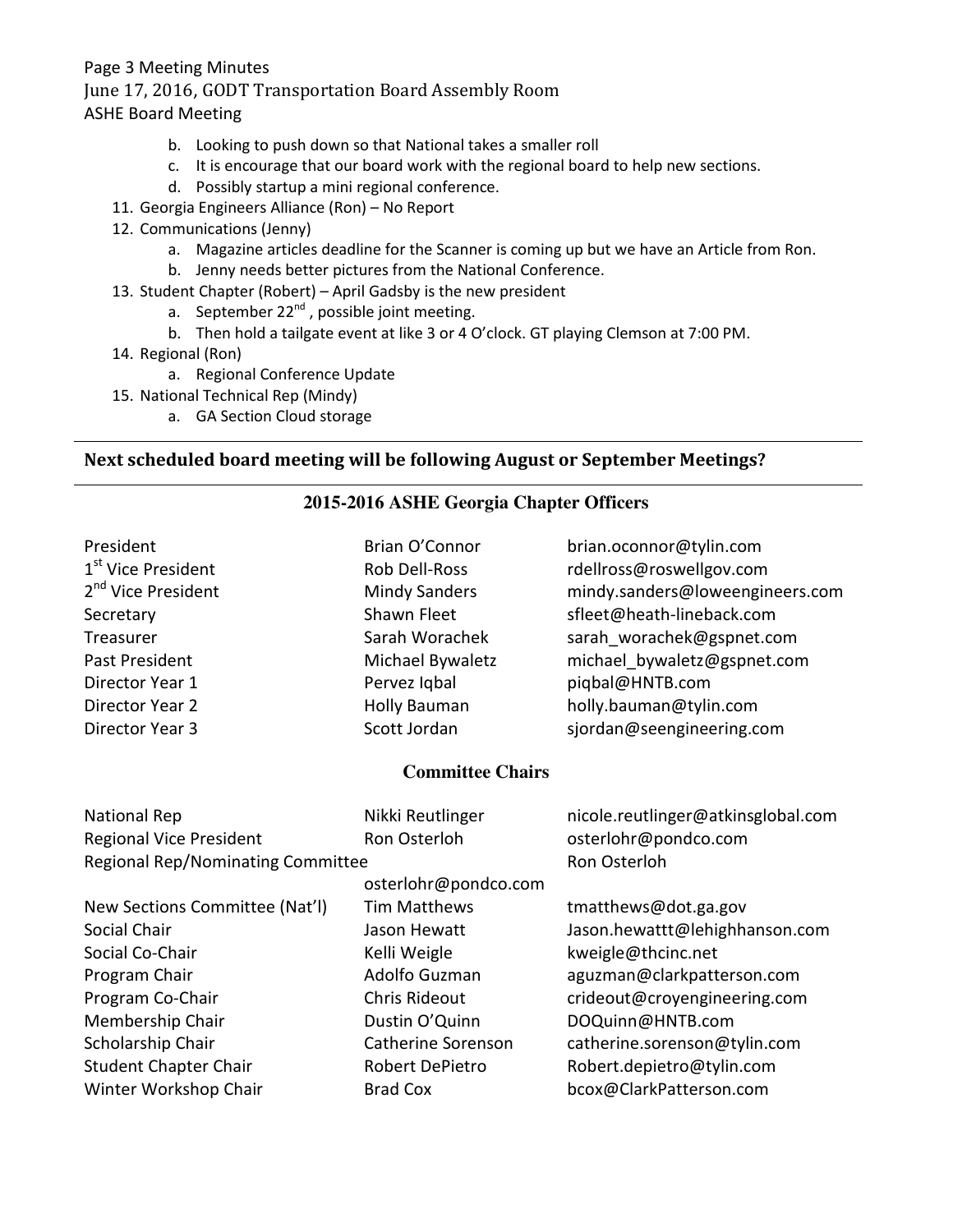b. Looking to push down so that National takes a smaller roll
   c. It is encourage that our board work with the regional board to help new sections.
   d. Possibly startup a mini regional conference.

11. Georgia Engineers Alliance (Ron) – No Report
12. Communications (Jenny)
    a. Magazine articles deadline for the Scanner is coming up but we have an Article from Ron.
    b. Jenny needs better pictures from the National Conference.
13. Student Chapter (Robert) – April Gadsby is the new president
    a. September 22nd , possible joint meeting.
    b. Then hold a tailgate event at like 3 or 4 O'clock. GT playing Clemson at 7:00 PM.
14. Regional (Ron)
    a. Regional Conference Update
15. National Technical Rep (Mindy)
    a. GA Section Cloud storage

---

**Next scheduled board meeting will be following August or September Meetings?**

---

## 2015-2016 ASHE Georgia Chapter Officers

| | | |
|---|---|---|
| President | Brian O'Connor | brian.oconnor@tylin.com |
| 1st Vice President | Rob Dell-Ross | rdellross@roswellgov.com |
| 2nd Vice President | Mindy Sanders | mindy.sanders@loweengineers.com |
| Secretary | Shawn Fleet | sfleet@heath-lineback.com |
| Treasurer | Sarah Worachek | sarah_worachek@gspnet.com |
| Past President | Michael Bywaletz | michael_bywaletz@gspnet.com |
| Director Year 1 | Pervez Iqbal | piqbal@HNTB.com |
| Director Year 2 | Holly Bauman | holly.bauman@tylin.com |
| Director Year 3 | Scott Jordan | sjordan@seengineering.com |

## Committee Chairs

| | | |
|---|---|---|
| National Rep | Nikki Reutlinger | nicole.reutlinger@atkinsglobal.com |
| Regional Vice President | Ron Osterloh | osterlohr@pondco.com |
| Regional Rep/Nominating Committee | osterlohr@pondco.com | Ron Osterloh |
| New Sections Committee (Nat'l) | Tim Matthews | tmatthews@dot.ga.gov |
| Social Chair | Jason Hewatt | Jason.hewattt@lehighhanson.com |
| Social Co-Chair | Kelli Weigle | kweigle@thcinc.net |
| Program Chair | Adolfo Guzman | aguzman@clarkpatterson.com |
| Program Co-Chair | Chris Rideout | crideout@croyengineering.com |
| Membership Chair | Dustin O'Quinn | DOQuinn@HNTB.com |
| Scholarship Chair | Catherine Sorenson | catherine.sorenson@tylin.com |
| Student Chapter Chair | Robert DePietro | Robert.depietro@tylin.com |
| Winter Workshop Chair | Brad Cox | bcox@ClarkPatterson.com |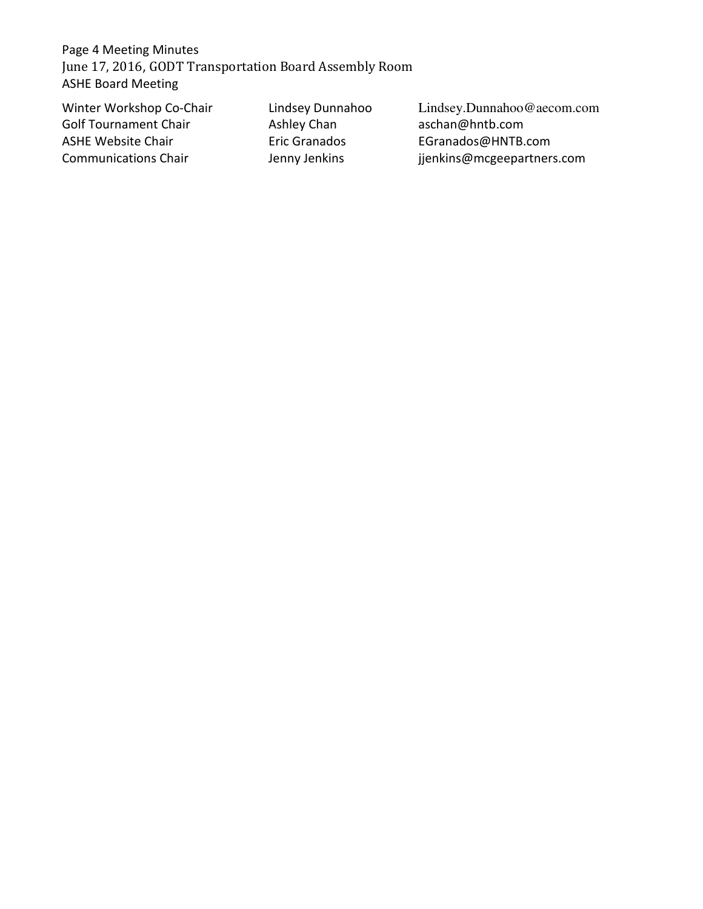| | | |
|---|---|---|
| Winter Workshop Co-Chair | Lindsey Dunnahoo | Lindsey.Dunnahoo@aecom.com |
| Golf Tournament Chair | Ashley Chan | aschan@hntb.com |
| ASHE Website Chair | Eric Granados | EGranados@HNTB.com |
| Communications Chair | Jenny Jenkins | jjenkins@mcgeepartners.com |